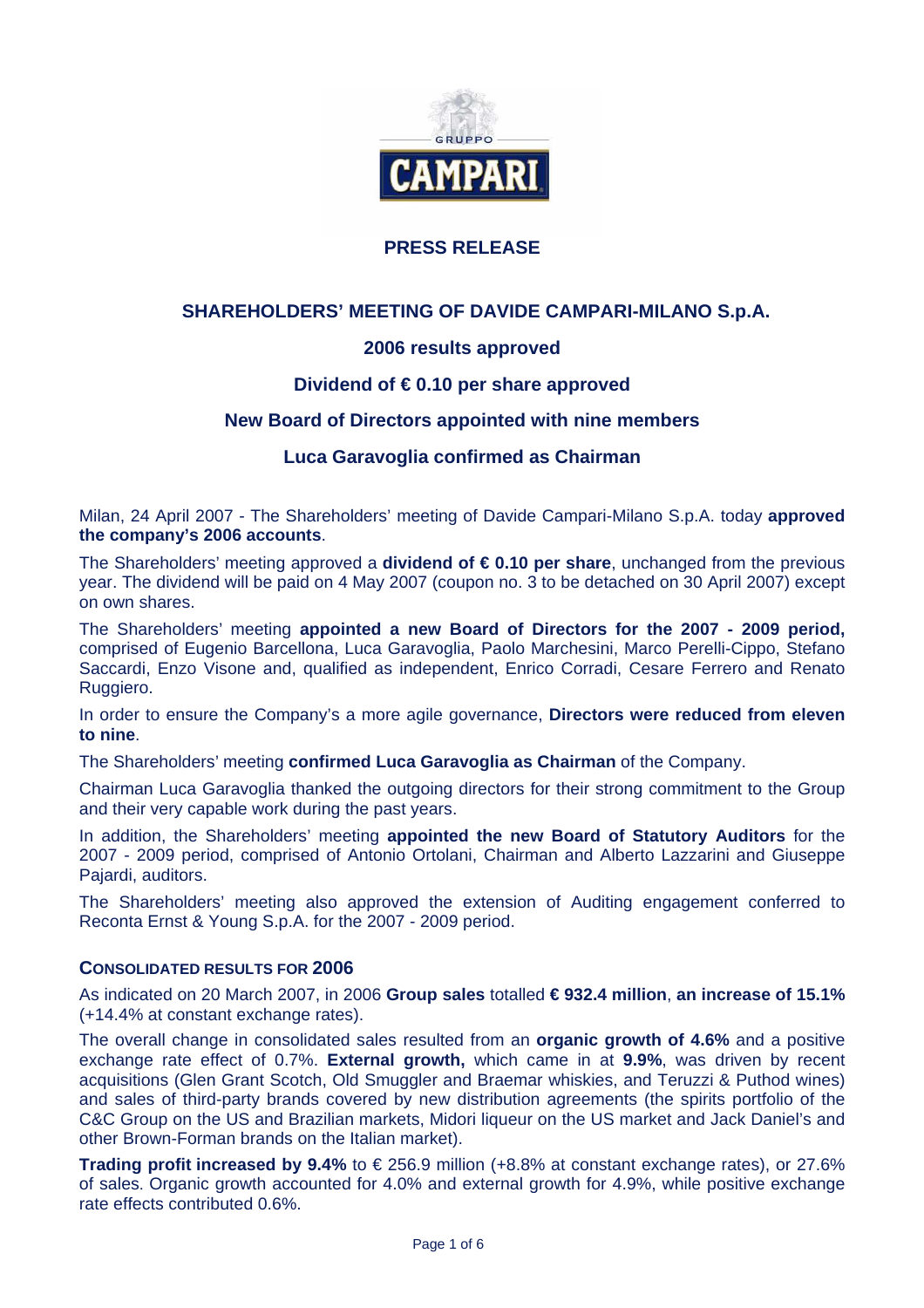GRUPPO CAMPARI

## PRESS RELEASE

# SHAREHOLDERS' MEETING OF DAVIDE CAMPARI-MILANO S.p.A.

### 2006 results approved

### Dividend of € 0.10 per share approved

### New Board of Directors appointed with nine members

### Luca Garavoglia confirmed as Chairman

Milan, 24 April 2007 - The Shareholders' meeting of Davide Campari-Milano S.p.A. today **approved the company's 2006 accounts**.

The Shareholders' meeting approved a **dividend of € 0.10 per share**, unchanged from the previous year. The dividend will be paid on 4 May 2007 (coupon no. 3 to be detached on 30 April 2007) except on own shares.

The Shareholders' meeting **appointed a new Board of Directors for the 2007 - 2009 period,** comprised of Eugenio Barcellona, Luca Garavoglia, Paolo Marchesini, Marco Perelli-Cippo, Stefano Saccardi, Enzo Visone and, qualified as independent, Enrico Corradi, Cesare Ferrero and Renato Ruggiero.

In order to ensure the Company's a more agile governance, **Directors were reduced from eleven to nine**.

The Shareholders' meeting **confirmed Luca Garavoglia as Chairman** of the Company.

Chairman Luca Garavoglia thanked the outgoing directors for their strong commitment to the Group and their very capable work during the past years.

In addition, the Shareholders' meeting **appointed the new Board of Statutory Auditors** for the 2007 - 2009 period, comprised of Antonio Ortolani, Chairman and Alberto Lazzarini and Giuseppe Pajardi, auditors.

The Shareholders' meeting also approved the extension of Auditing engagement conferred to Reconta Ernst & Young S.p.A. for the 2007 - 2009 period.

## CONSOLIDATED RESULTS FOR 2006

As indicated on 20 March 2007, in 2006 **Group sales** totalled **€ 932.4 million**, **an increase of 15.1%** (+14.4% at constant exchange rates).

The overall change in consolidated sales resulted from an **organic growth of 4.6%** and a positive exchange rate effect of 0.7%. **External growth,** which came in at **9.9%**, was driven by recent acquisitions (Glen Grant Scotch, Old Smuggler and Braemar whiskies, and Teruzzi & Puthod wines) and sales of third-party brands covered by new distribution agreements (the spirits portfolio of the C&C Group on the US and Brazilian markets, Midori liqueur on the US market and Jack Daniel's and other Brown-Forman brands on the Italian market).

**Trading profit increased by 9.4%** to € 256.9 million (+8.8% at constant exchange rates), or 27.6% of sales. Organic growth accounted for 4.0% and external growth for 4.9%, while positive exchange rate effects contributed 0.6%.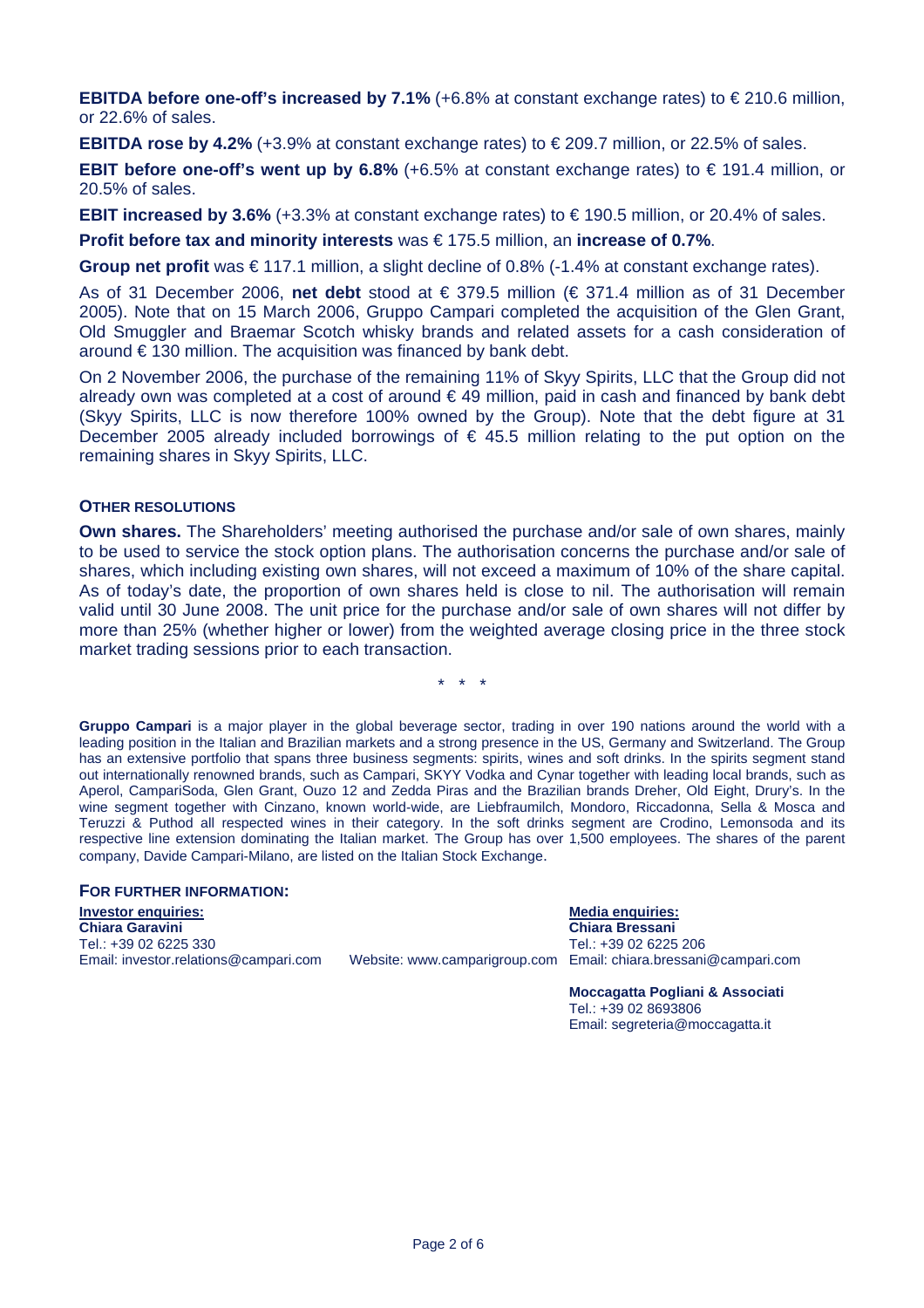**EBITDA before one-off's increased by 7.1%** (+6.8% at constant exchange rates) to € 210.6 million, or 22.6% of sales.

**EBITDA rose by 4.2%** (+3.9% at constant exchange rates) to € 209.7 million, or 22.5% of sales.

**EBIT before one-off's went up by 6.8%** (+6.5% at constant exchange rates) to € 191.4 million, or 20.5% of sales.

**EBIT increased by 3.6%** (+3.3% at constant exchange rates) to € 190.5 million, or 20.4% of sales.

**Profit before tax and minority interests** was € 175.5 million, an **increase of 0.7%**.

**Group net profit** was € 117.1 million, a slight decline of 0.8% (-1.4% at constant exchange rates).

As of 31 December 2006, **net debt** stood at € 379.5 million (€ 371.4 million as of 31 December 2005). Note that on 15 March 2006, Gruppo Campari completed the acquisition of the Glen Grant, Old Smuggler and Braemar Scotch whisky brands and related assets for a cash consideration of around € 130 million. The acquisition was financed by bank debt.

On 2 November 2006, the purchase of the remaining 11% of Skyy Spirits, LLC that the Group did not already own was completed at a cost of around € 49 million, paid in cash and financed by bank debt (Skyy Spirits, LLC is now therefore 100% owned by the Group). Note that the debt figure at 31 December 2005 already included borrowings of € 45.5 million relating to the put option on the remaining shares in Skyy Spirits, LLC.

## OTHER RESOLUTIONS

**Own shares.** The Shareholders' meeting authorised the purchase and/or sale of own shares, mainly to be used to service the stock option plans. The authorisation concerns the purchase and/or sale of shares, which including existing own shares, will not exceed a maximum of 10% of the share capital. As of today's date, the proportion of own shares held is close to nil. The authorisation will remain valid until 30 June 2008. The unit price for the purchase and/or sale of own shares will not differ by more than 25% (whether higher or lower) from the weighted average closing price in the three stock market trading sessions prior to each transaction.

\* \* \*

**Gruppo Campari** is a major player in the global beverage sector, trading in over 190 nations around the world with a leading position in the Italian and Brazilian markets and a strong presence in the US, Germany and Switzerland. The Group has an extensive portfolio that spans three business segments: spirits, wines and soft drinks. In the spirits segment stand out internationally renowned brands, such as Campari, SKYY Vodka and Cynar together with leading local brands, such as Aperol, CampariSoda, Glen Grant, Ouzo 12 and Zedda Piras and the Brazilian brands Dreher, Old Eight, Drury's. In the wine segment together with Cinzano, known world-wide, are Liebfraumilch, Mondoro, Riccadonna, Sella & Mosca and Teruzzi & Puthod all respected wines in their category. In the soft drinks segment are Crodino, Lemonsoda and its respective line extension dominating the Italian market. The Group has over 1,500 employees. The shares of the parent company, Davide Campari-Milano, are listed on the Italian Stock Exchange.

## FOR FURTHER INFORMATION:

**Investor enquiries:**
**Chiara Garavini**
Tel.: +39 02 6225 330
Email: investor.relations@campari.com

Website: www.camparigroup.com

**Media enquiries:**
**Chiara Bressani**
Tel.: +39 02 6225 206
Email: chiara.bressani@campari.com

**Moccagatta Pogliani & Associati**
Tel.: +39 02 8693806
Email: segreteria@moccagatta.it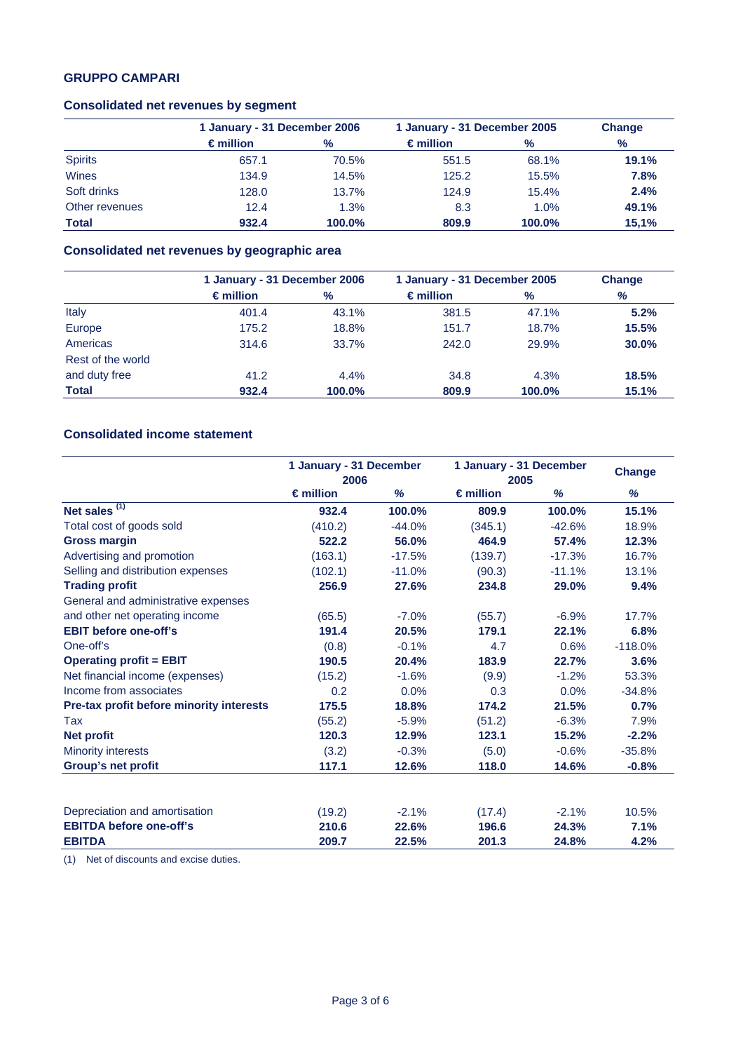## GRUPPO CAMPARI

### Consolidated net revenues by segment

| | 1 January - 31 December 2006 | | 1 January - 31 December 2005 | | Change |
|---|---|---|---|---|---|
| | € million | % | € million | % | % |
| Spirits | 657.1 | 70.5% | 551.5 | 68.1% | **19.1%** |
| Wines | 134.9 | 14.5% | 125.2 | 15.5% | **7.8%** |
| Soft drinks | 128.0 | 13.7% | 124.9 | 15.4% | **2.4%** |
| Other revenues | 12.4 | 1.3% | 8.3 | 1.0% | **49.1%** |
| **Total** | **932.4** | **100.0%** | **809.9** | **100.0%** | **15,1%** |

### Consolidated net revenues by geographic area

| | 1 January - 31 December 2006 | | 1 January - 31 December 2005 | | Change |
|---|---|---|---|---|---|
| | € million | % | € million | % | % |
| Italy | 401.4 | 43.1% | 381.5 | 47.1% | **5.2%** |
| Europe | 175.2 | 18.8% | 151.7 | 18.7% | **15.5%** |
| Americas | 314.6 | 33.7% | 242.0 | 29.9% | **30.0%** |
| Rest of the world and duty free | 41.2 | 4.4% | 34.8 | 4.3% | **18.5%** |
| **Total** | **932.4** | **100.0%** | **809.9** | **100.0%** | **15.1%** |

### Consolidated income statement

| | 1 January - 31 December 2006 | | 1 January - 31 December 2005 | | Change |
|---|---|---|---|---|---|
| | € million | % | € million | % | % |
| **Net sales [1]** | **932.4** | **100.0%** | **809.9** | **100.0%** | **15.1%** |
| Total cost of goods sold | (410.2) | -44.0% | (345.1) | -42.6% | 18.9% |
| **Gross margin** | **522.2** | **56.0%** | **464.9** | **57.4%** | **12.3%** |
| Advertising and promotion | (163.1) | -17.5% | (139.7) | -17.3% | 16.7% |
| Selling and distribution expenses | (102.1) | -11.0% | (90.3) | -11.1% | 13.1% |
| **Trading profit** | **256.9** | **27.6%** | **234.8** | **29.0%** | **9.4%** |
| General and administrative expenses and other net operating income | (65.5) | -7.0% | (55.7) | -6.9% | 17.7% |
| **EBIT before one-off's** | **191.4** | **20.5%** | **179.1** | **22.1%** | **6.8%** |
| One-off's | (0.8) | -0.1% | 4.7 | 0.6% | -118.0% |
| **Operating profit = EBIT** | **190.5** | **20.4%** | **183.9** | **22.7%** | **3.6%** |
| Net financial income (expenses) | (15.2) | -1.6% | (9.9) | -1.2% | 53.3% |
| Income from associates | 0.2 | 0.0% | 0.3 | 0.0% | -34.8% |
| **Pre-tax profit before minority interests** | **175.5** | **18.8%** | **174.2** | **21.5%** | **0.7%** |
| Tax | (55.2) | -5.9% | (51.2) | -6.3% | 7.9% |
| **Net profit** | **120.3** | **12.9%** | **123.1** | **15.2%** | **-2.2%** |
| Minority interests | (3.2) | -0.3% | (5.0) | -0.6% | -35.8% |
| **Group's net profit** | **117.1** | **12.6%** | **118.0** | **14.6%** | **-0.8%** |
| | | | | | |
| Depreciation and amortisation | (19.2) | -2.1% | (17.4) | -2.1% | 10.5% |
| **EBITDA before one-off's** | **210.6** | **22.6%** | **196.6** | **24.3%** | **7.1%** |
| **EBITDA** | **209.7** | **22.5%** | **201.3** | **24.8%** | **4.2%** |

(1) Net of discounts and excise duties.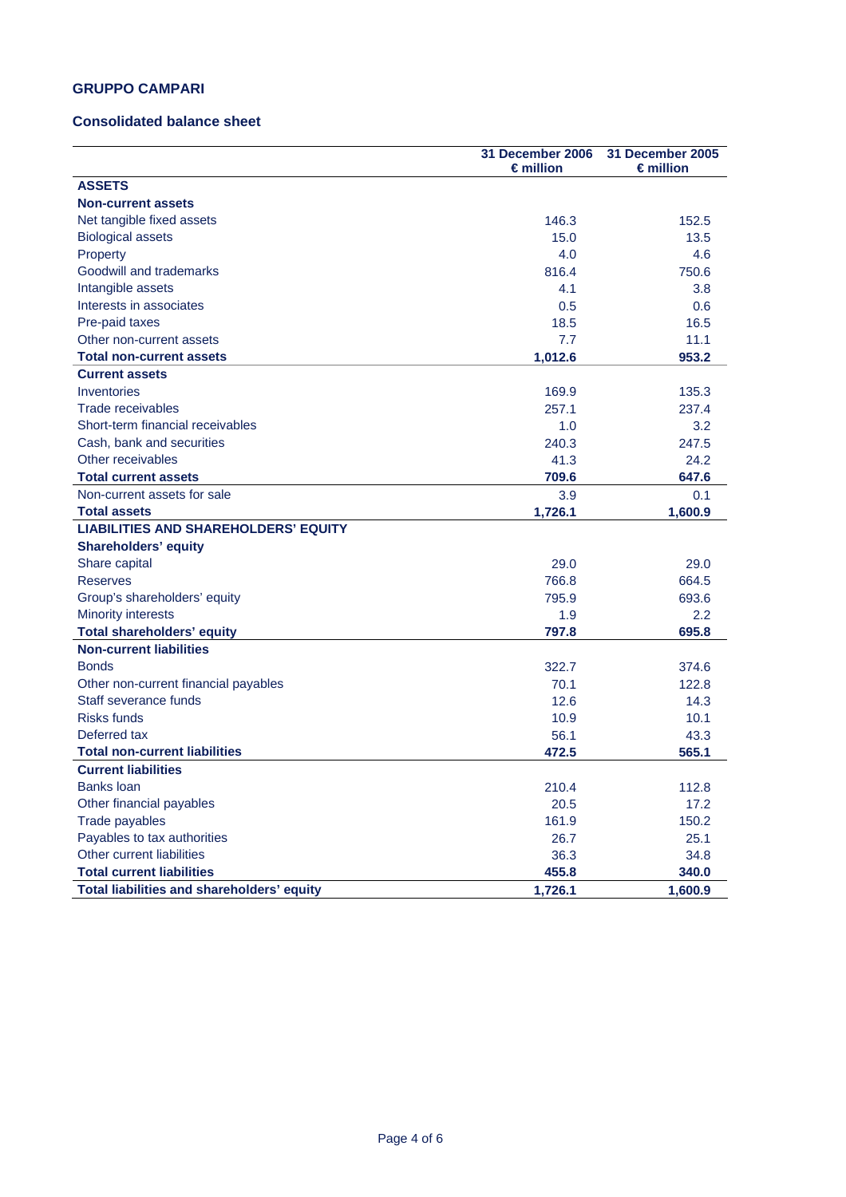**GRUPPO CAMPARI**

**Consolidated balance sheet**

| | 31 December 2006<br>€ million | 31 December 2005<br>€ million |
|---|---|---|
| **ASSETS** | | |
| **Non-current assets** | | |
| Net tangible fixed assets | 146.3 | 152.5 |
| Biological assets | 15.0 | 13.5 |
| Property | 4.0 | 4.6 |
| Goodwill and trademarks | 816.4 | 750.6 |
| Intangible assets | 4.1 | 3.8 |
| Interests in associates | 0.5 | 0.6 |
| Pre-paid taxes | 18.5 | 16.5 |
| Other non-current assets | 7.7 | 11.1 |
| **Total non-current assets** | **1,012.6** | **953.2** |
| **Current assets** | | |
| Inventories | 169.9 | 135.3 |
| Trade receivables | 257.1 | 237.4 |
| Short-term financial receivables | 1.0 | 3.2 |
| Cash, bank and securities | 240.3 | 247.5 |
| Other receivables | 41.3 | 24.2 |
| **Total current assets** | **709.6** | **647.6** |
| Non-current assets for sale | 3.9 | 0.1 |
| **Total assets** | **1,726.1** | **1,600.9** |
| **LIABILITIES AND SHAREHOLDERS' EQUITY** | | |
| **Shareholders' equity** | | |
| Share capital | 29.0 | 29.0 |
| Reserves | 766.8 | 664.5 |
| Group's shareholders' equity | 795.9 | 693.6 |
| Minority interests | 1.9 | 2.2 |
| **Total shareholders' equity** | **797.8** | **695.8** |
| **Non-current liabilities** | | |
| Bonds | 322.7 | 374.6 |
| Other non-current financial payables | 70.1 | 122.8 |
| Staff severance funds | 12.6 | 14.3 |
| Risks funds | 10.9 | 10.1 |
| Deferred tax | 56.1 | 43.3 |
| **Total non-current liabilities** | **472.5** | **565.1** |
| **Current liabilities** | | |
| Banks loan | 210.4 | 112.8 |
| Other financial payables | 20.5 | 17.2 |
| Trade payables | 161.9 | 150.2 |
| Payables to tax authorities | 26.7 | 25.1 |
| Other current liabilities | 36.3 | 34.8 |
| **Total current liabilities** | **455.8** | **340.0** |
| **Total liabilities and shareholders' equity** | **1,726.1** | **1,600.9** |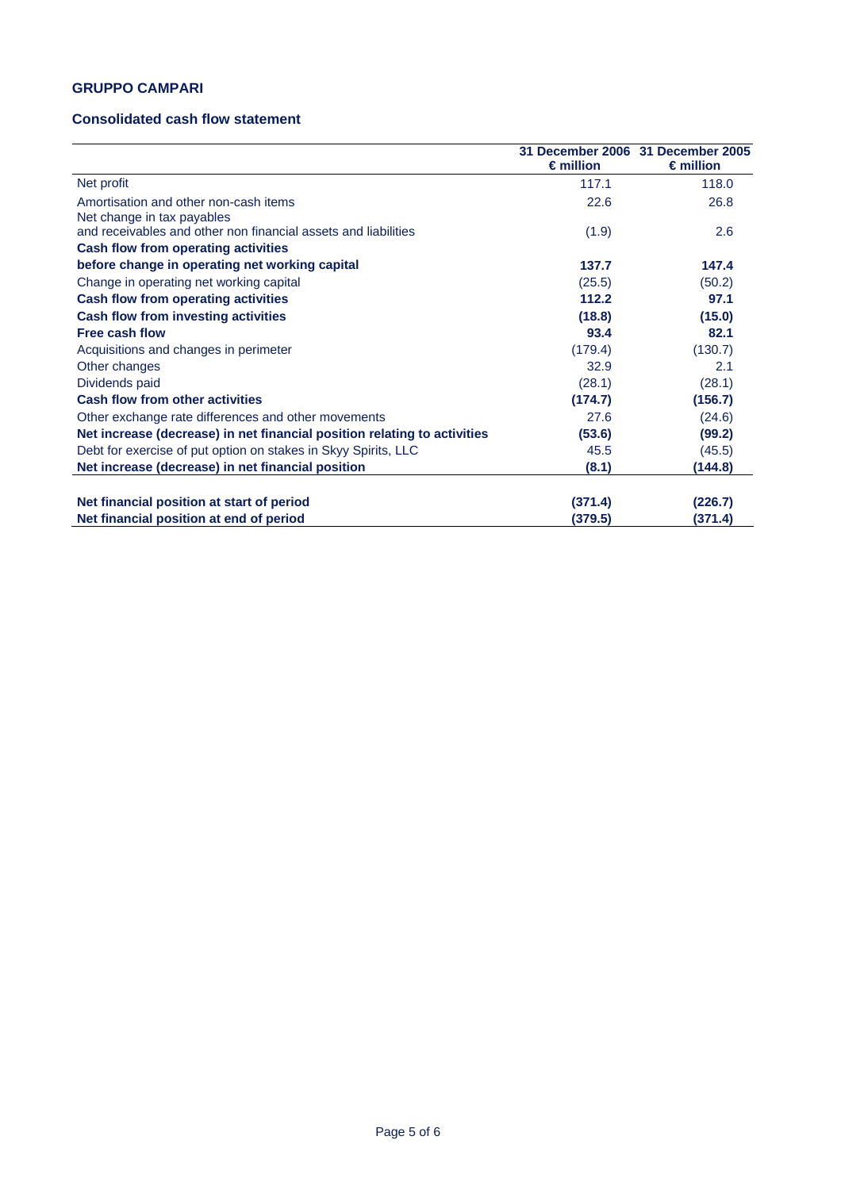**GRUPPO CAMPARI**

**Consolidated cash flow statement**

| | 31 December 2006 € million | 31 December 2005 € million |
|---|---|---|
| Net profit | 117.1 | 118.0 |
| Amortisation and other non-cash items | 22.6 | 26.8 |
| Net change in tax payables and receivables and other non financial assets and liabilities | (1.9) | 2.6 |
| **Cash flow from operating activities before change in operating net working capital** | **137.7** | **147.4** |
| Change in operating net working capital | (25.5) | (50.2) |
| **Cash flow from operating activities** | **112.2** | **97.1** |
| **Cash flow from investing activities** | **(18.8)** | **(15.0)** |
| **Free cash flow** | **93.4** | **82.1** |
| Acquisitions and changes in perimeter | (179.4) | (130.7) |
| Other changes | 32.9 | 2.1 |
| Dividends paid | (28.1) | (28.1) |
| **Cash flow from other activities** | **(174.7)** | **(156.7)** |
| Other exchange rate differences and other movements | 27.6 | (24.6) |
| **Net increase (decrease) in net financial position relating to activities** | **(53.6)** | **(99.2)** |
| Debt for exercise of put option on stakes in Skyy Spirits, LLC | 45.5 | (45.5) |
| **Net increase (decrease) in net financial position** | **(8.1)** | **(144.8)** |
| | | |
| **Net financial position at start of period** | **(371.4)** | **(226.7)** |
| **Net financial position at end of period** | **(379.5)** | **(371.4)** |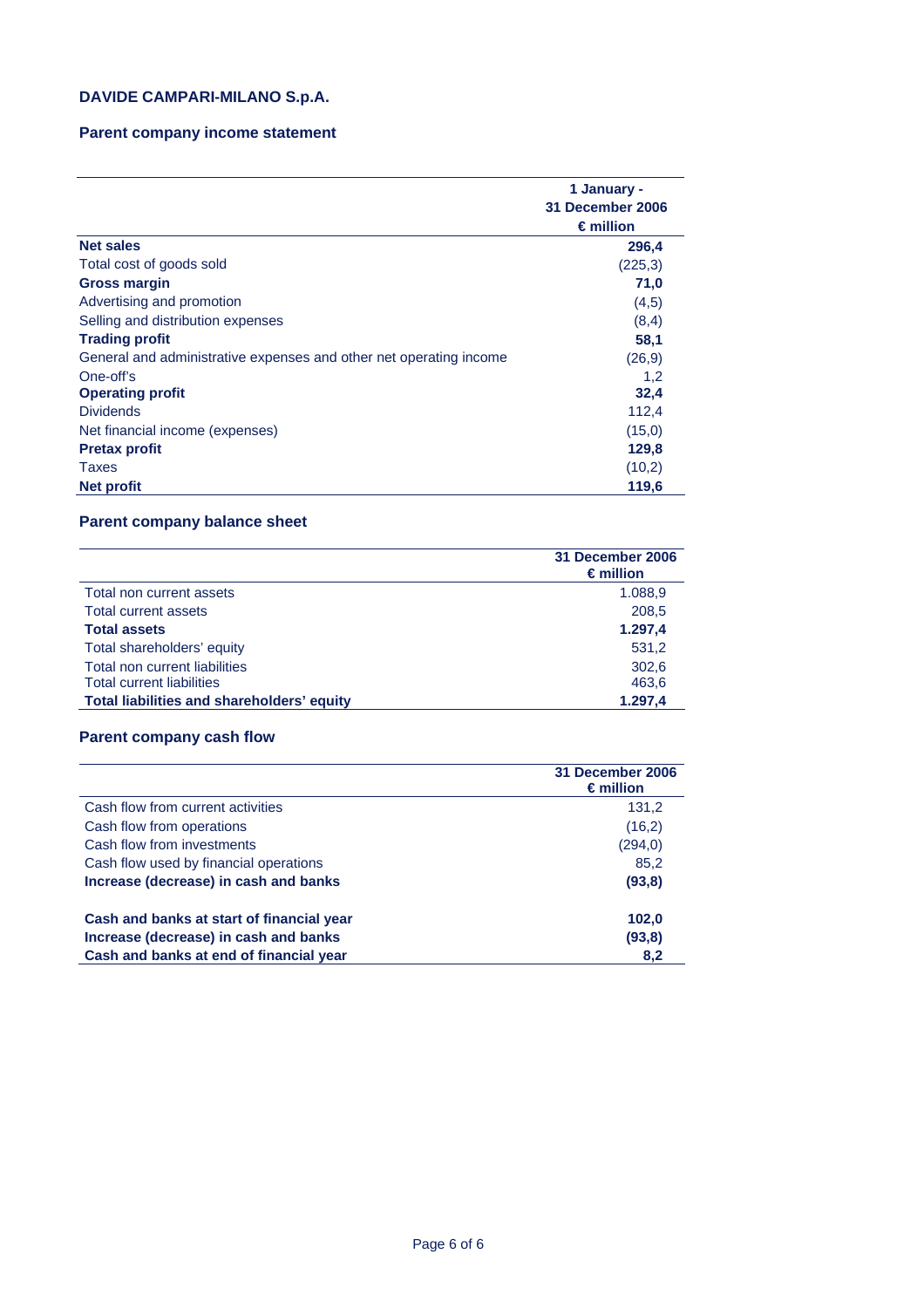## DAVIDE CAMPARI-MILANO S.p.A.

### Parent company income statement

| | 1 January - 31 December 2006 € million |
|---|---|
| **Net sales** | **296,4** |
| Total cost of goods sold | (225,3) |
| **Gross margin** | **71,0** |
| Advertising and promotion | (4,5) |
| Selling and distribution expenses | (8,4) |
| **Trading profit** | **58,1** |
| General and administrative expenses and other net operating income | (26,9) |
| One-off's | 1,2 |
| **Operating profit** | **32,4** |
| Dividends | 112,4 |
| Net financial income (expenses) | (15,0) |
| **Pretax profit** | **129,8** |
| Taxes | (10,2) |
| **Net profit** | **119,6** |

### Parent company balance sheet

| | 31 December 2006 € million |
|---|---|
| Total non current assets | 1.088,9 |
| Total current assets | 208,5 |
| **Total assets** | **1.297,4** |
| Total shareholders' equity | 531,2 |
| Total non current liabilities | 302,6 |
| Total current liabilities | 463,6 |
| **Total liabilities and shareholders' equity** | **1.297,4** |

### Parent company cash flow

| | 31 December 2006 € million |
|---|---|
| Cash flow from current activities | 131,2 |
| Cash flow from operations | (16,2) |
| Cash flow from investments | (294,0) |
| Cash flow used by financial operations | 85,2 |
| **Increase (decrease) in cash and banks** | **(93,8)** |
| | |
| **Cash and banks at start of financial year** | **102,0** |
| **Increase (decrease) in cash and banks** | **(93,8)** |
| **Cash and banks at end of financial year** | **8,2** |